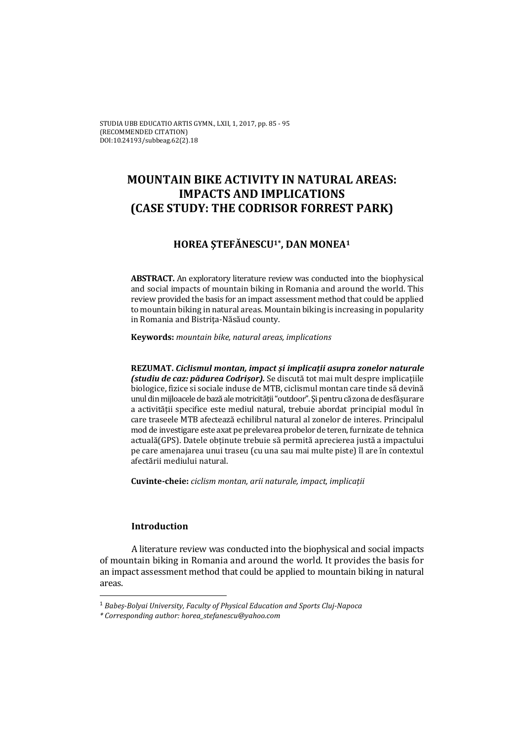# MOUNTAIN BIKE ACTIVITY IN NATURAL AREAS: IMPACTS AND IMPLICATIONS (CASE STUDY: THE CODRISOR FORREST PARK)

## HOREA ŞTEFĂNESCU[1*], DAN MONEA[1]

**ABSTRACT.** An exploratory literature review was conducted into the biophysical and social impacts of mountain biking in Romania and around the world. This review provided the basis for an impact assessment method that could be applied to mountain biking in natural areas. Mountain biking is increasing in popularity in Romania and Bistriţa-Năsăud county.

**Keywords:** *mountain bike, natural areas, implications*

**REZUMAT.** ***Ciclismul montan, impact și implicații asupra zonelor naturale (studiu de caz: pădurea Codrișor).*** Se discută tot mai mult despre implicațiile biologice, fizice si sociale induse de MTB, ciclismul montan care tinde să devină unul din mijloacele de bază ale motricității "outdoor". Şi pentru că zona de desfășurare a activității specifice este mediul natural, trebuie abordat principial modul în care traseele MTB afectează echilibrul natural al zonelor de interes. Principalul mod de investigare este axat pe prelevarea probelor de teren, furnizate de tehnica actuală(GPS). Datele obținute trebuie să permită aprecierea justă a impactului pe care amenajarea unui traseu (cu una sau mai multe piste) îl are în contextul afectării mediului natural.

**Cuvinte-cheie:** *ciclism montan, arii naturale, impact, implicații*

### Introduction

A literature review was conducted into the biophysical and social impacts of mountain biking in Romania and around the world. It provides the basis for an impact assessment method that could be applied to mountain biking in natural areas.

---

[1] *Babeş-Bolyai University, Faculty of Physical Education and Sports Cluj-Napoca*

*\* Corresponding author: horea_stefanescu@yahoo.com*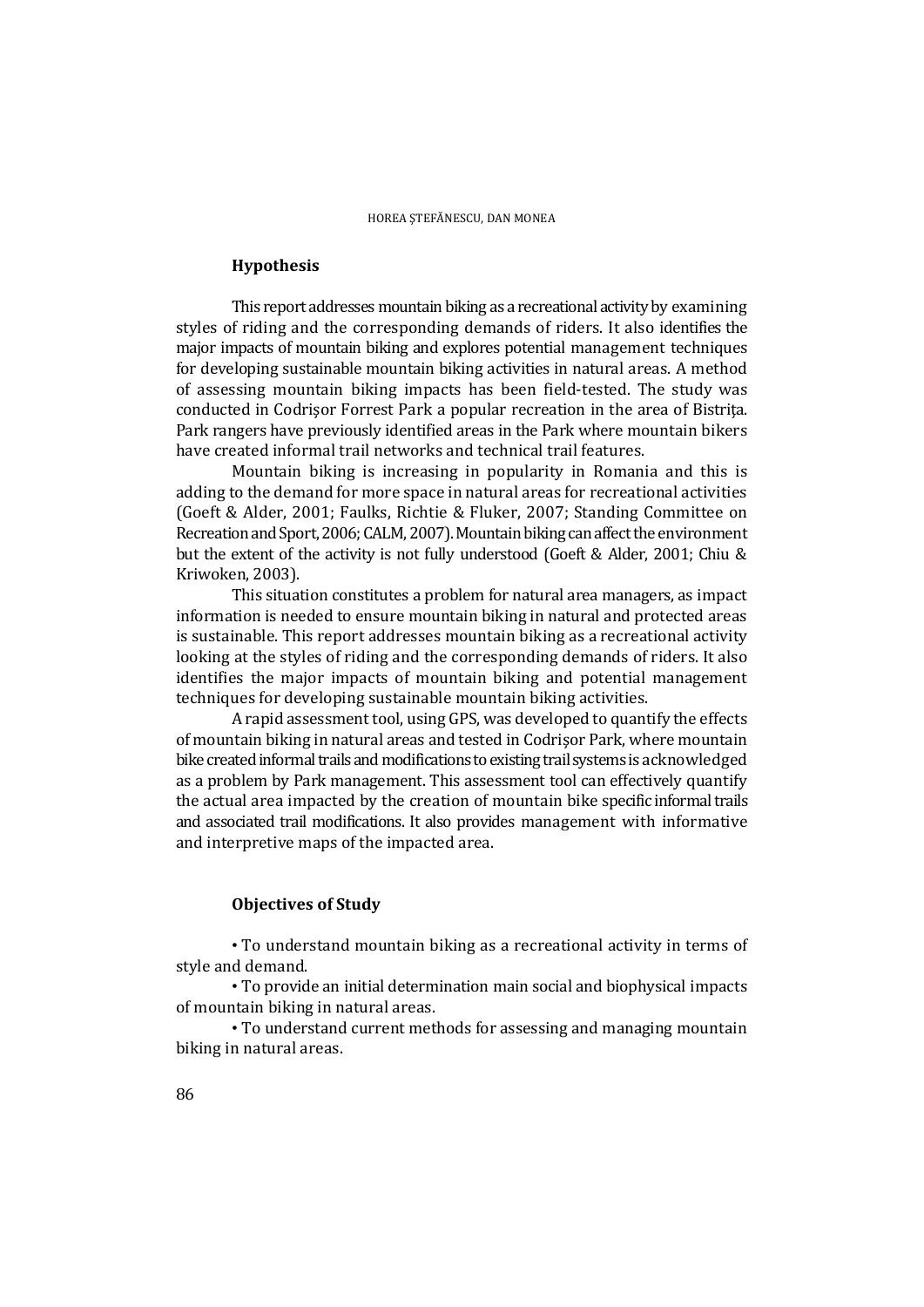## Hypothesis

This report addresses mountain biking as a recreational activity by examining styles of riding and the corresponding demands of riders. It also identifies the major impacts of mountain biking and explores potential management techniques for developing sustainable mountain biking activities in natural areas. A method of assessing mountain biking impacts has been field-tested. The study was conducted in Codrişor Forrest Park a popular recreation in the area of Bistriţa. Park rangers have previously identified areas in the Park where mountain bikers have created informal trail networks and technical trail features.

Mountain biking is increasing in popularity in Romania and this is adding to the demand for more space in natural areas for recreational activities (Goeft & Alder, 2001; Faulks, Richtie & Fluker, 2007; Standing Committee on Recreation and Sport, 2006; CALM, 2007). Mountain biking can affect the environment but the extent of the activity is not fully understood (Goeft & Alder, 2001; Chiu & Kriwoken, 2003).

This situation constitutes a problem for natural area managers, as impact information is needed to ensure mountain biking in natural and protected areas is sustainable. This report addresses mountain biking as a recreational activity looking at the styles of riding and the corresponding demands of riders. It also identifies the major impacts of mountain biking and potential management techniques for developing sustainable mountain biking activities.

A rapid assessment tool, using GPS, was developed to quantify the effects of mountain biking in natural areas and tested in Codrişor Park, where mountain bike created informal trails and modifications to existing trail systems is acknowledged as a problem by Park management. This assessment tool can effectively quantify the actual area impacted by the creation of mountain bike specific informal trails and associated trail modifications. It also provides management with informative and interpretive maps of the impacted area.

## Objectives of Study

• To understand mountain biking as a recreational activity in terms of style and demand.

• To provide an initial determination main social and biophysical impacts of mountain biking in natural areas.

• To understand current methods for assessing and managing mountain biking in natural areas.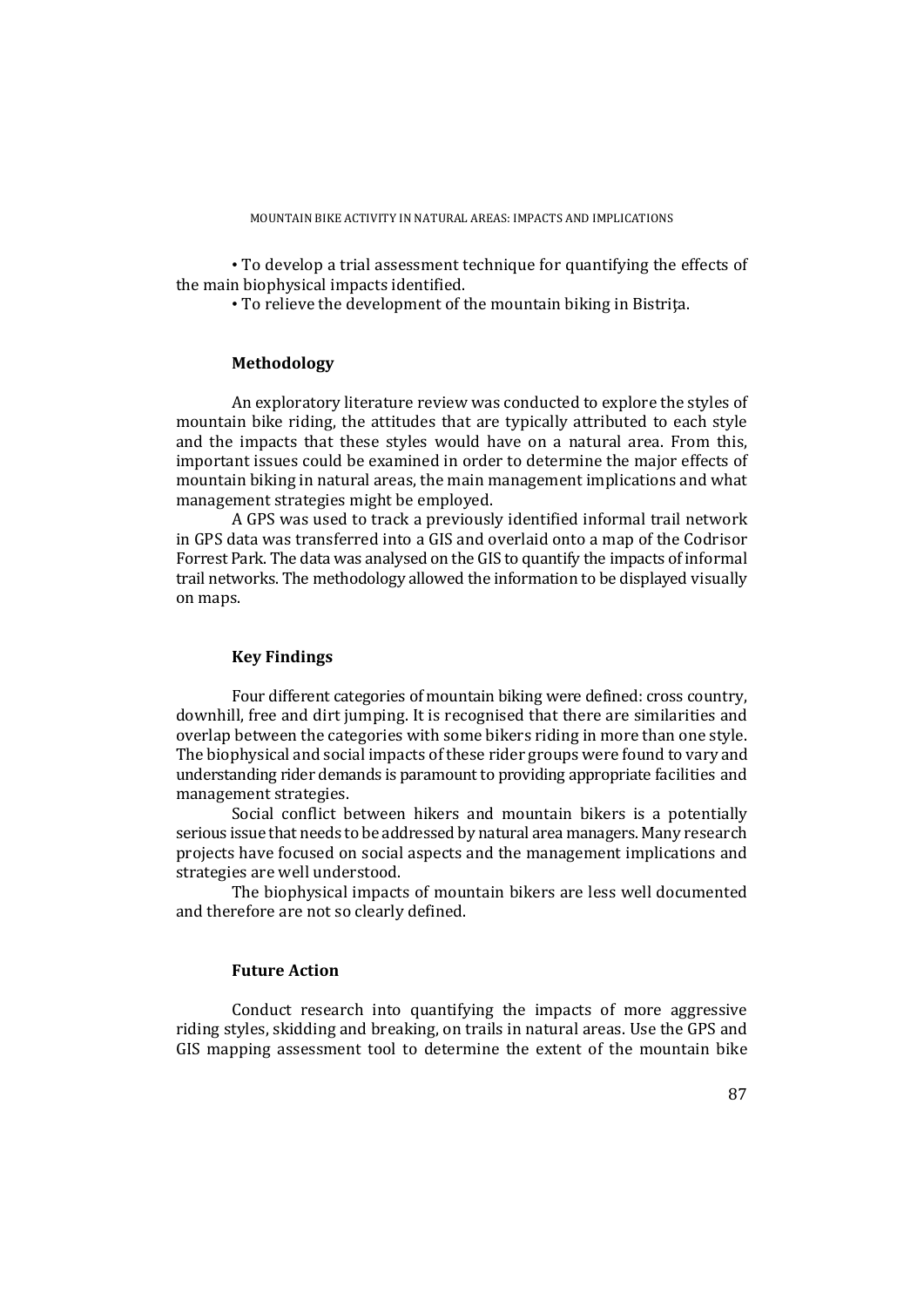• To develop a trial assessment technique for quantifying the effects of the main biophysical impacts identified.

• To relieve the development of the mountain biking in Bistrița.

## Methodology

An exploratory literature review was conducted to explore the styles of mountain bike riding, the attitudes that are typically attributed to each style and the impacts that these styles would have on a natural area. From this, important issues could be examined in order to determine the major effects of mountain biking in natural areas, the main management implications and what management strategies might be employed.

A GPS was used to track a previously identified informal trail network in GPS data was transferred into a GIS and overlaid onto a map of the Codrisor Forrest Park. The data was analysed on the GIS to quantify the impacts of informal trail networks. The methodology allowed the information to be displayed visually on maps.

## Key Findings

Four different categories of mountain biking were defined: cross country, downhill, free and dirt jumping. It is recognised that there are similarities and overlap between the categories with some bikers riding in more than one style. The biophysical and social impacts of these rider groups were found to vary and understanding rider demands is paramount to providing appropriate facilities and management strategies.

Social conflict between hikers and mountain bikers is a potentially serious issue that needs to be addressed by natural area managers. Many research projects have focused on social aspects and the management implications and strategies are well understood.

The biophysical impacts of mountain bikers are less well documented and therefore are not so clearly defined.

## Future Action

Conduct research into quantifying the impacts of more aggressive riding styles, skidding and breaking, on trails in natural areas. Use the GPS and GIS mapping assessment tool to determine the extent of the mountain bike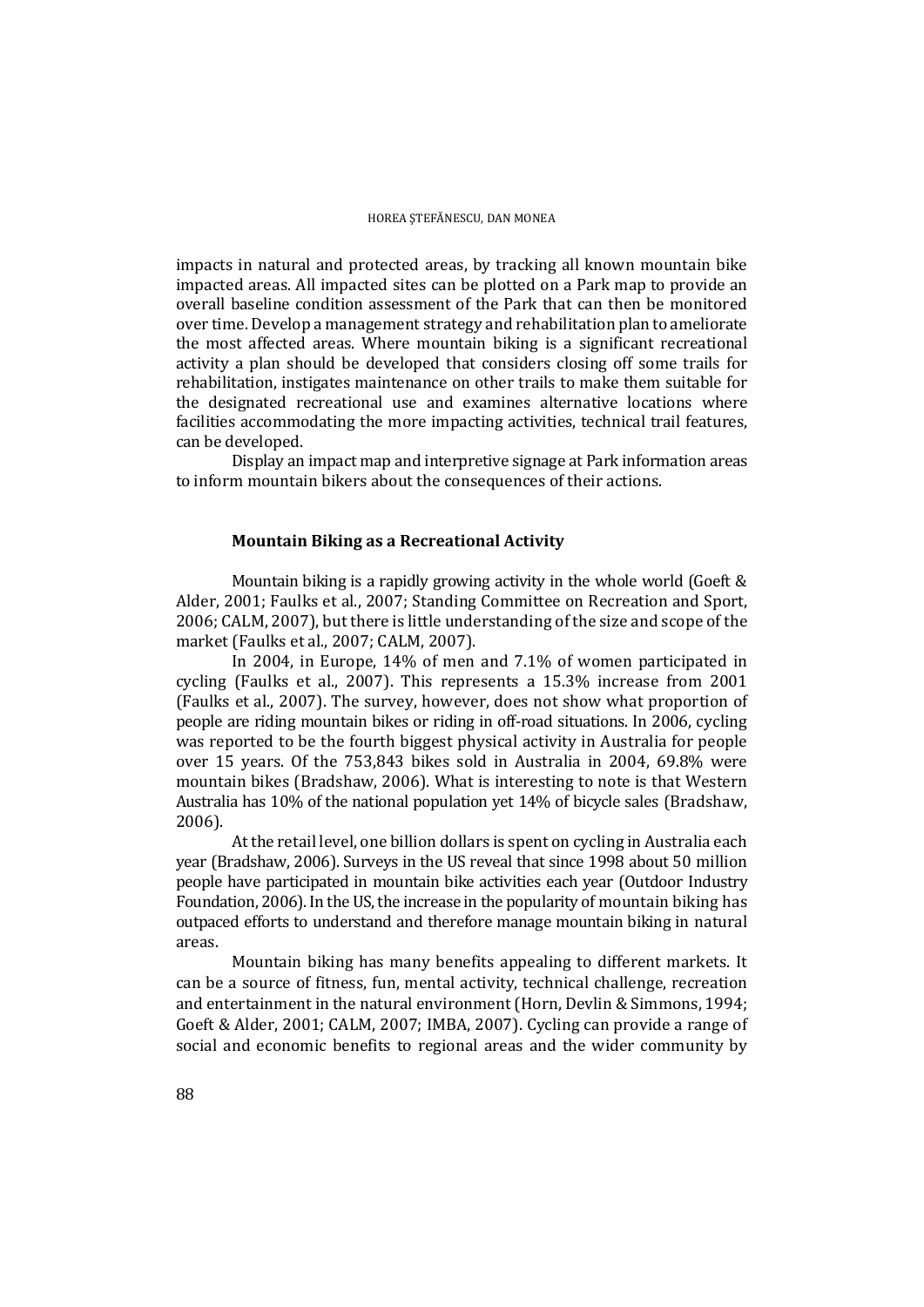impacts in natural and protected areas, by tracking all known mountain bike impacted areas. All impacted sites can be plotted on a Park map to provide an overall baseline condition assessment of the Park that can then be monitored over time. Develop a management strategy and rehabilitation plan to ameliorate the most affected areas. Where mountain biking is a significant recreational activity a plan should be developed that considers closing off some trails for rehabilitation, instigates maintenance on other trails to make them suitable for the designated recreational use and examines alternative locations where facilities accommodating the more impacting activities, technical trail features, can be developed.

Display an impact map and interpretive signage at Park information areas to inform mountain bikers about the consequences of their actions.

### Mountain Biking as a Recreational Activity

Mountain biking is a rapidly growing activity in the whole world (Goeft & Alder, 2001; Faulks et al., 2007; Standing Committee on Recreation and Sport, 2006; CALM, 2007), but there is little understanding of the size and scope of the market (Faulks et al., 2007; CALM, 2007).

In 2004, in Europe, 14% of men and 7.1% of women participated in cycling (Faulks et al., 2007). This represents a 15.3% increase from 2001 (Faulks et al., 2007). The survey, however, does not show what proportion of people are riding mountain bikes or riding in off-road situations. In 2006, cycling was reported to be the fourth biggest physical activity in Australia for people over 15 years. Of the 753,843 bikes sold in Australia in 2004, 69.8% were mountain bikes (Bradshaw, 2006). What is interesting to note is that Western Australia has 10% of the national population yet 14% of bicycle sales (Bradshaw, 2006).

At the retail level, one billion dollars is spent on cycling in Australia each year (Bradshaw, 2006). Surveys in the US reveal that since 1998 about 50 million people have participated in mountain bike activities each year (Outdoor Industry Foundation, 2006). In the US, the increase in the popularity of mountain biking has outpaced efforts to understand and therefore manage mountain biking in natural areas.

Mountain biking has many benefits appealing to different markets. It can be a source of fitness, fun, mental activity, technical challenge, recreation and entertainment in the natural environment (Horn, Devlin & Simmons, 1994; Goeft & Alder, 2001; CALM, 2007; IMBA, 2007). Cycling can provide a range of social and economic benefits to regional areas and the wider community by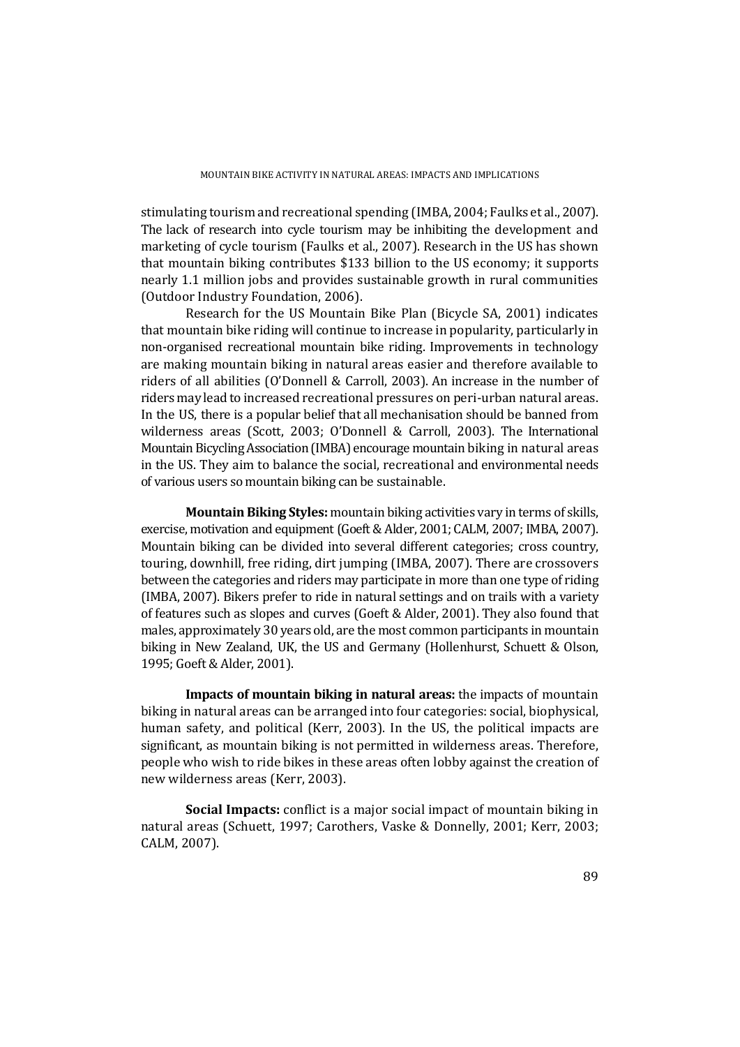stimulating tourism and recreational spending (IMBA, 2004; Faulks et al., 2007). The lack of research into cycle tourism may be inhibiting the development and marketing of cycle tourism (Faulks et al., 2007). Research in the US has shown that mountain biking contributes $133 billion to the US economy; it supports nearly 1.1 million jobs and provides sustainable growth in rural communities (Outdoor Industry Foundation, 2006).

Research for the US Mountain Bike Plan (Bicycle SA, 2001) indicates that mountain bike riding will continue to increase in popularity, particularly in non-organised recreational mountain bike riding. Improvements in technology are making mountain biking in natural areas easier and therefore available to riders of all abilities (O'Donnell & Carroll, 2003). An increase in the number of riders may lead to increased recreational pressures on peri-urban natural areas. In the US, there is a popular belief that all mechanisation should be banned from wilderness areas (Scott, 2003; O'Donnell & Carroll, 2003). The International Mountain Bicycling Association (IMBA) encourage mountain biking in natural areas in the US. They aim to balance the social, recreational and environmental needs of various users so mountain biking can be sustainable.

**Mountain Biking Styles:** mountain biking activities vary in terms of skills, exercise, motivation and equipment (Goeft & Alder, 2001; CALM, 2007; IMBA, 2007). Mountain biking can be divided into several different categories; cross country, touring, downhill, free riding, dirt jumping (IMBA, 2007). There are crossovers between the categories and riders may participate in more than one type of riding (IMBA, 2007). Bikers prefer to ride in natural settings and on trails with a variety of features such as slopes and curves (Goeft & Alder, 2001). They also found that males, approximately 30 years old, are the most common participants in mountain biking in New Zealand, UK, the US and Germany (Hollenhurst, Schuett & Olson, 1995; Goeft & Alder, 2001).

**Impacts of mountain biking in natural areas:** the impacts of mountain biking in natural areas can be arranged into four categories: social, biophysical, human safety, and political (Kerr, 2003). In the US, the political impacts are significant, as mountain biking is not permitted in wilderness areas. Therefore, people who wish to ride bikes in these areas often lobby against the creation of new wilderness areas (Kerr, 2003).

**Social Impacts:** conflict is a major social impact of mountain biking in natural areas (Schuett, 1997; Carothers, Vaske & Donnelly, 2001; Kerr, 2003; CALM, 2007).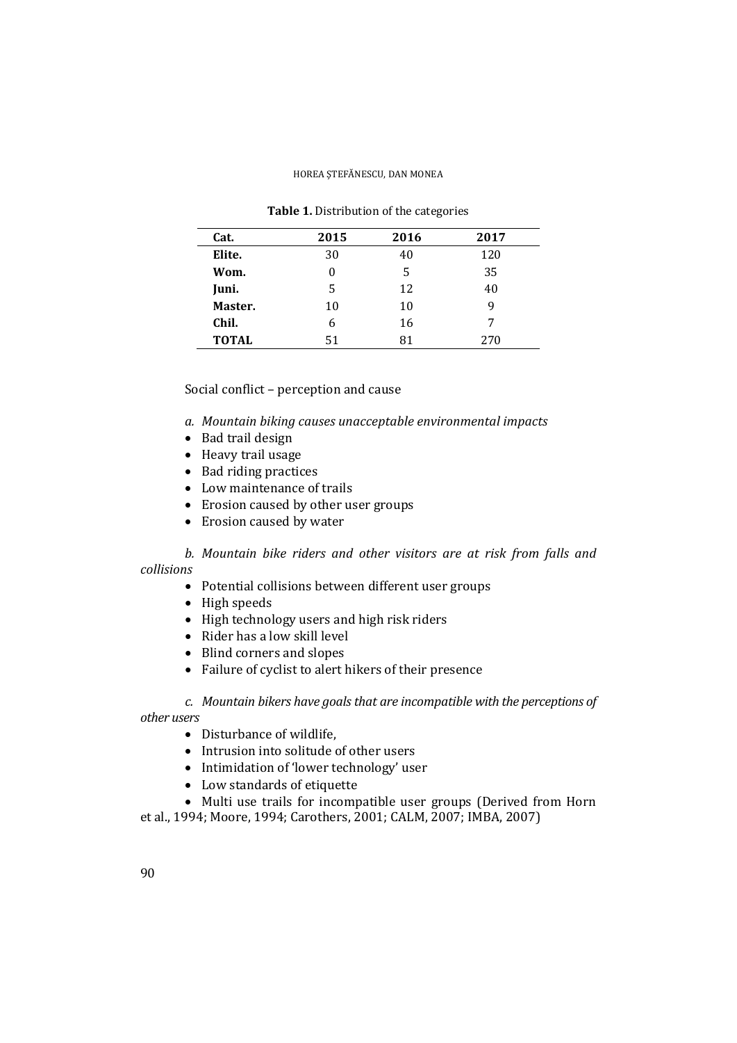**Table 1.** Distribution of the categories

| Cat. | 2015 | 2016 | 2017 |
|---|---|---|---|
| **Elite.** | 30 | 40 | 120 |
| **Wom.** | 0 | 5 | 35 |
| **Juni.** | 5 | 12 | 40 |
| **Master.** | 10 | 10 | 9 |
| **Chil.** | 6 | 16 | 7 |
| **TOTAL** | 51 | 81 | 270 |

Social conflict – perception and cause

*a. Mountain biking causes unacceptable environmental impacts*

- Bad trail design
- Heavy trail usage
- Bad riding practices
- Low maintenance of trails
- Erosion caused by other user groups
- Erosion caused by water

*b. Mountain bike riders and other visitors are at risk from falls and collisions*

- Potential collisions between different user groups
- High speeds
- High technology users and high risk riders
- Rider has a low skill level
- Blind corners and slopes
- Failure of cyclist to alert hikers of their presence

*c. Mountain bikers have goals that are incompatible with the perceptions of other users*

- Disturbance of wildlife,
- Intrusion into solitude of other users
- Intimidation of 'lower technology' user
- Low standards of etiquette
- Multi use trails for incompatible user groups (Derived from Horn et al., 1994; Moore, 1994; Carothers, 2001; CALM, 2007; IMBA, 2007)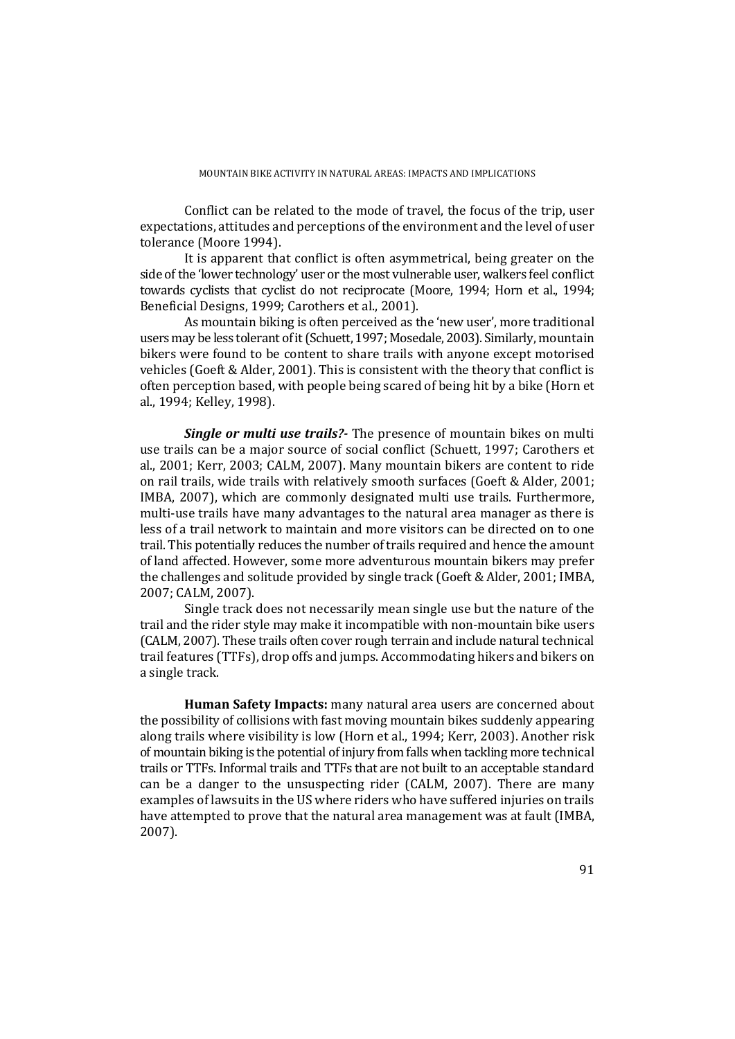Conflict can be related to the mode of travel, the focus of the trip, user expectations, attitudes and perceptions of the environment and the level of user tolerance (Moore 1994).

It is apparent that conflict is often asymmetrical, being greater on the side of the 'lower technology' user or the most vulnerable user, walkers feel conflict towards cyclists that cyclist do not reciprocate (Moore, 1994; Horn et al., 1994; Beneficial Designs, 1999; Carothers et al., 2001).

As mountain biking is often perceived as the 'new user', more traditional users may be less tolerant of it (Schuett, 1997; Mosedale, 2003). Similarly, mountain bikers were found to be content to share trails with anyone except motorised vehicles (Goeft & Alder, 2001). This is consistent with the theory that conflict is often perception based, with people being scared of being hit by a bike (Horn et al., 1994; Kelley, 1998).

***Single or multi use trails?-*** The presence of mountain bikes on multi use trails can be a major source of social conflict (Schuett, 1997; Carothers et al., 2001; Kerr, 2003; CALM, 2007). Many mountain bikers are content to ride on rail trails, wide trails with relatively smooth surfaces (Goeft & Alder, 2001; IMBA, 2007), which are commonly designated multi use trails. Furthermore, multi-use trails have many advantages to the natural area manager as there is less of a trail network to maintain and more visitors can be directed on to one trail. This potentially reduces the number of trails required and hence the amount of land affected. However, some more adventurous mountain bikers may prefer the challenges and solitude provided by single track (Goeft & Alder, 2001; IMBA, 2007; CALM, 2007).

Single track does not necessarily mean single use but the nature of the trail and the rider style may make it incompatible with non-mountain bike users (CALM, 2007). These trails often cover rough terrain and include natural technical trail features (TTFs), drop offs and jumps. Accommodating hikers and bikers on a single track.

**Human Safety Impacts:** many natural area users are concerned about the possibility of collisions with fast moving mountain bikes suddenly appearing along trails where visibility is low (Horn et al., 1994; Kerr, 2003). Another risk of mountain biking is the potential of injury from falls when tackling more technical trails or TTFs. Informal trails and TTFs that are not built to an acceptable standard can be a danger to the unsuspecting rider (CALM, 2007). There are many examples of lawsuits in the US where riders who have suffered injuries on trails have attempted to prove that the natural area management was at fault (IMBA, 2007).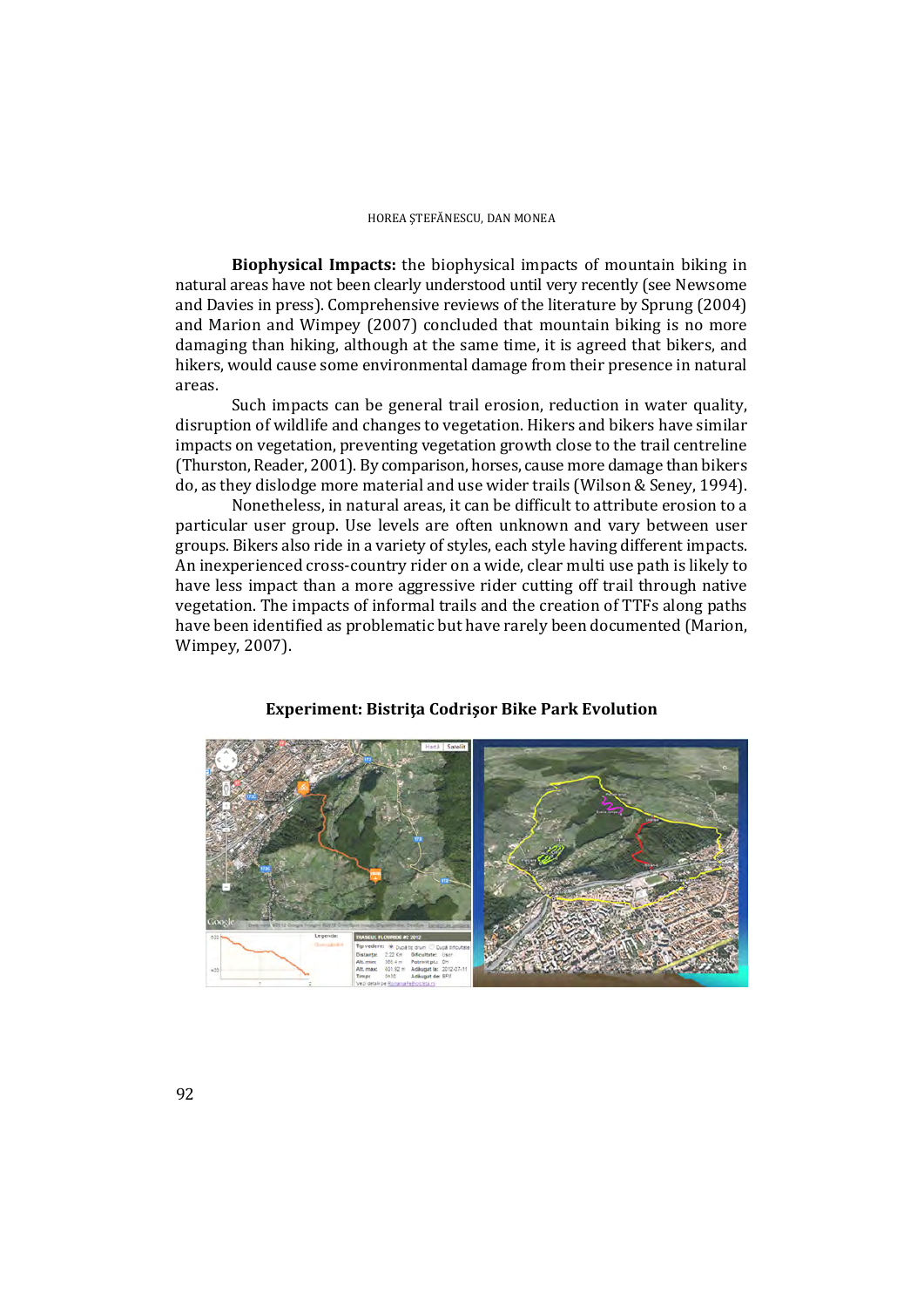**Biophysical Impacts:** the biophysical impacts of mountain biking in natural areas have not been clearly understood until very recently (see Newsome and Davies in press). Comprehensive reviews of the literature by Sprung (2004) and Marion and Wimpey (2007) concluded that mountain biking is no more damaging than hiking, although at the same time, it is agreed that bikers, and hikers, would cause some environmental damage from their presence in natural areas.

Such impacts can be general trail erosion, reduction in water quality, disruption of wildlife and changes to vegetation. Hikers and bikers have similar impacts on vegetation, preventing vegetation growth close to the trail centreline (Thurston, Reader, 2001). By comparison, horses, cause more damage than bikers do, as they dislodge more material and use wider trails (Wilson & Seney, 1994).

Nonetheless, in natural areas, it can be difficult to attribute erosion to a particular user group. Use levels are often unknown and vary between user groups. Bikers also ride in a variety of styles, each style having different impacts. An inexperienced cross-country rider on a wide, clear multi use path is likely to have less impact than a more aggressive rider cutting off trail through native vegetation. The impacts of informal trails and the creation of TTFs along paths have been identified as problematic but have rarely been documented (Marion, Wimpey, 2007).

**Experiment: Bistrița Codrișor Bike Park Evolution**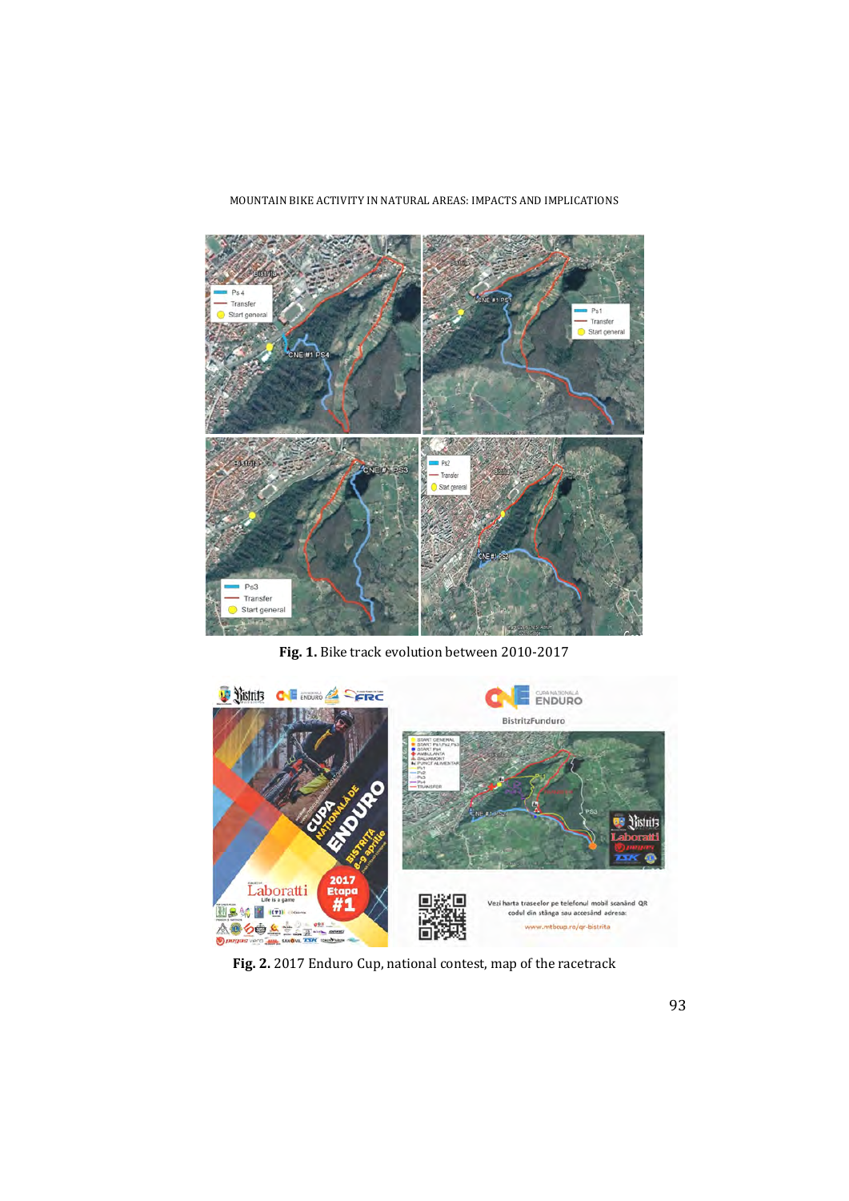**Fig. 1.** Bike track evolution between 2010-2017

**Fig. 2.** 2017 Enduro Cup, national contest, map of the racetrack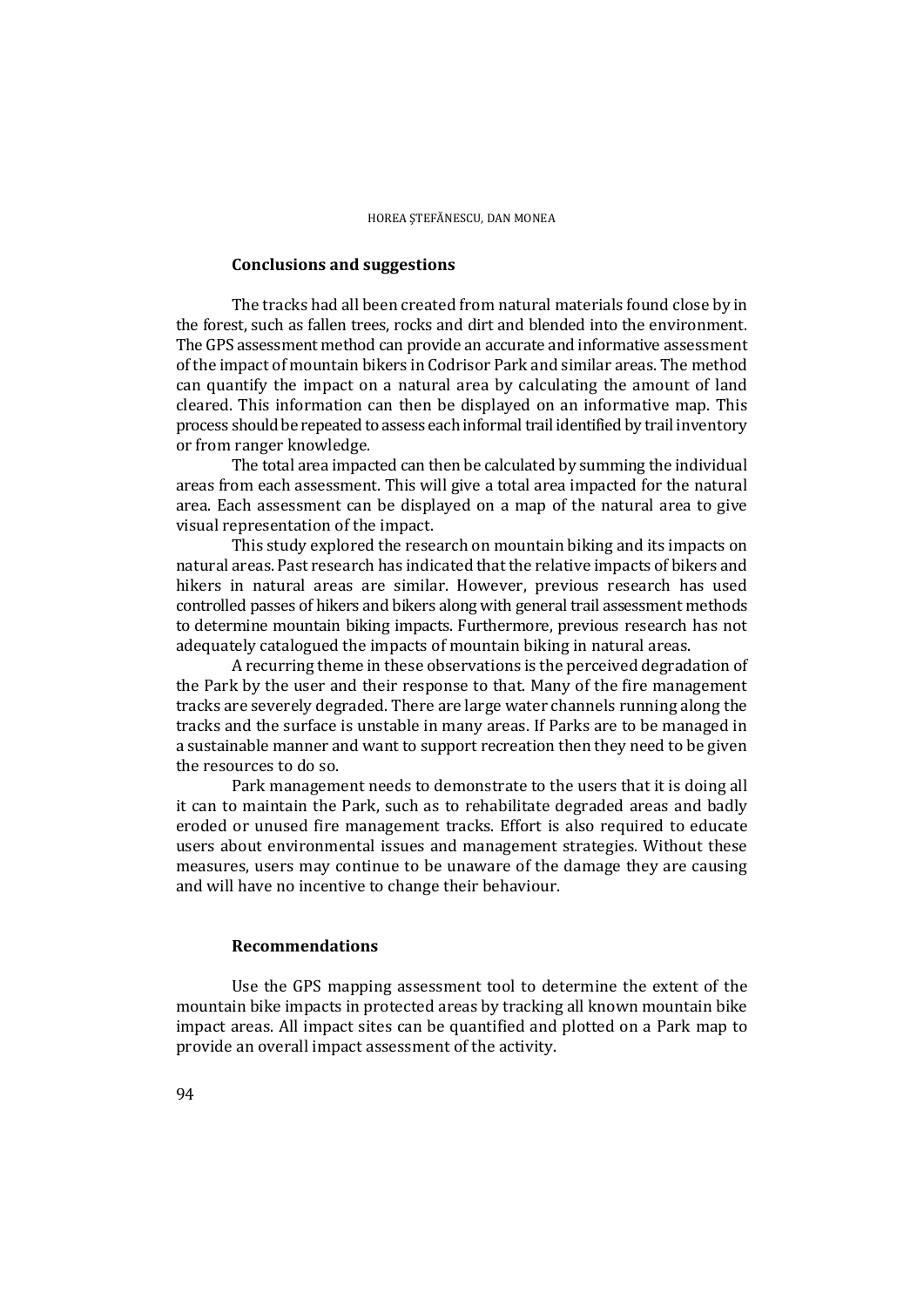## Conclusions and suggestions

The tracks had all been created from natural materials found close by in the forest, such as fallen trees, rocks and dirt and blended into the environment. The GPS assessment method can provide an accurate and informative assessment of the impact of mountain bikers in Codrisor Park and similar areas. The method can quantify the impact on a natural area by calculating the amount of land cleared. This information can then be displayed on an informative map. This process should be repeated to assess each informal trail identified by trail inventory or from ranger knowledge.

The total area impacted can then be calculated by summing the individual areas from each assessment. This will give a total area impacted for the natural area. Each assessment can be displayed on a map of the natural area to give visual representation of the impact.

This study explored the research on mountain biking and its impacts on natural areas. Past research has indicated that the relative impacts of bikers and hikers in natural areas are similar. However, previous research has used controlled passes of hikers and bikers along with general trail assessment methods to determine mountain biking impacts. Furthermore, previous research has not adequately catalogued the impacts of mountain biking in natural areas.

A recurring theme in these observations is the perceived degradation of the Park by the user and their response to that. Many of the fire management tracks are severely degraded. There are large water channels running along the tracks and the surface is unstable in many areas. If Parks are to be managed in a sustainable manner and want to support recreation then they need to be given the resources to do so.

Park management needs to demonstrate to the users that it is doing all it can to maintain the Park, such as to rehabilitate degraded areas and badly eroded or unused fire management tracks. Effort is also required to educate users about environmental issues and management strategies. Without these measures, users may continue to be unaware of the damage they are causing and will have no incentive to change their behaviour.

## Recommendations

Use the GPS mapping assessment tool to determine the extent of the mountain bike impacts in protected areas by tracking all known mountain bike impact areas. All impact sites can be quantified and plotted on a Park map to provide an overall impact assessment of the activity.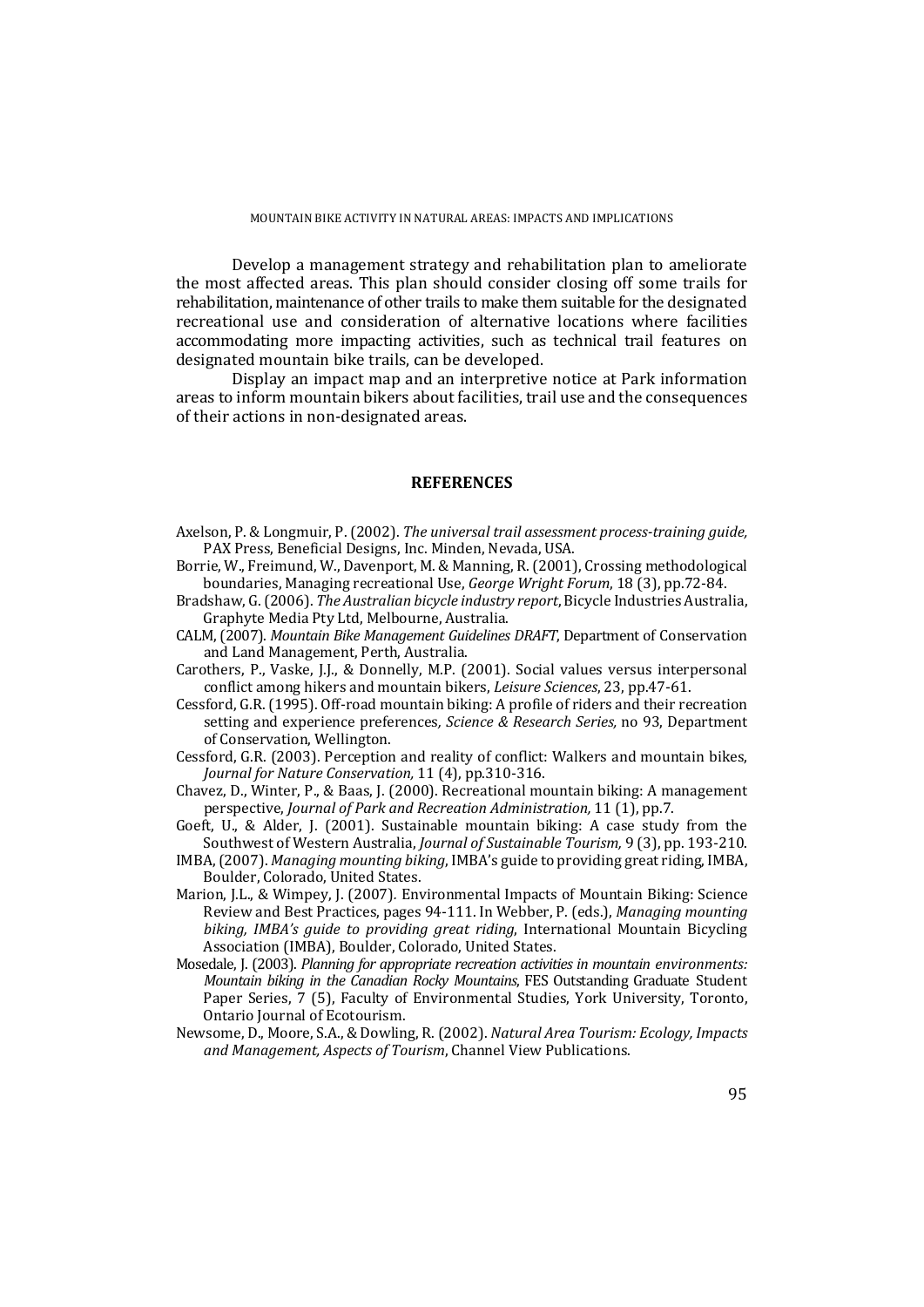Develop a management strategy and rehabilitation plan to ameliorate the most affected areas. This plan should consider closing off some trails for rehabilitation, maintenance of other trails to make them suitable for the designated recreational use and consideration of alternative locations where facilities accommodating more impacting activities, such as technical trail features on designated mountain bike trails, can be developed.

Display an impact map and an interpretive notice at Park information areas to inform mountain bikers about facilities, trail use and the consequences of their actions in non-designated areas.

## REFERENCES

Axelson, P. & Longmuir, P. (2002). *The universal trail assessment process-training guide,* PAX Press, Beneficial Designs, Inc. Minden, Nevada, USA.

Borrie, W., Freimund, W., Davenport, M. & Manning, R. (2001), Crossing methodological boundaries, Managing recreational Use, *George Wright Forum*, 18 (3), pp.72-84.

Bradshaw, G. (2006). *The Australian bicycle industry report*, Bicycle Industries Australia, Graphyte Media Pty Ltd, Melbourne, Australia.

CALM, (2007). *Mountain Bike Management Guidelines DRAFT*, Department of Conservation and Land Management, Perth, Australia.

Carothers, P., Vaske, J.J., & Donnelly, M.P. (2001). Social values versus interpersonal conflict among hikers and mountain bikers, *Leisure Sciences*, 23, pp.47-61.

Cessford, G.R. (1995). Off-road mountain biking: A profile of riders and their recreation setting and experience preferences*, Science & Research Series,* no 93, Department of Conservation, Wellington.

Cessford, G.R. (2003). Perception and reality of conflict: Walkers and mountain bikes, *Journal for Nature Conservation,* 11 (4), pp.310-316.

Chavez, D., Winter, P., & Baas, J. (2000). Recreational mountain biking: A management perspective, *Journal of Park and Recreation Administration,* 11 (1), pp.7.

Goeft, U., & Alder, J. (2001). Sustainable mountain biking: A case study from the Southwest of Western Australia, *Journal of Sustainable Tourism,* 9 (3), pp. 193-210.

IMBA, (2007). *Managing mounting biking*, IMBA's guide to providing great riding, IMBA, Boulder, Colorado, United States.

Marion, J.L., & Wimpey, J. (2007). Environmental Impacts of Mountain Biking: Science Review and Best Practices, pages 94-111. In Webber, P. (eds.), *Managing mounting biking, IMBA's guide to providing great riding*, International Mountain Bicycling Association (IMBA), Boulder, Colorado, United States.

Mosedale, J. (2003). *Planning for appropriate recreation activities in mountain environments: Mountain biking in the Canadian Rocky Mountains*, FES Outstanding Graduate Student Paper Series, 7 (5), Faculty of Environmental Studies, York University, Toronto, Ontario Journal of Ecotourism.

Newsome, D., Moore, S.A., & Dowling, R. (2002). *Natural Area Tourism: Ecology, Impacts and Management, Aspects of Tourism*, Channel View Publications.